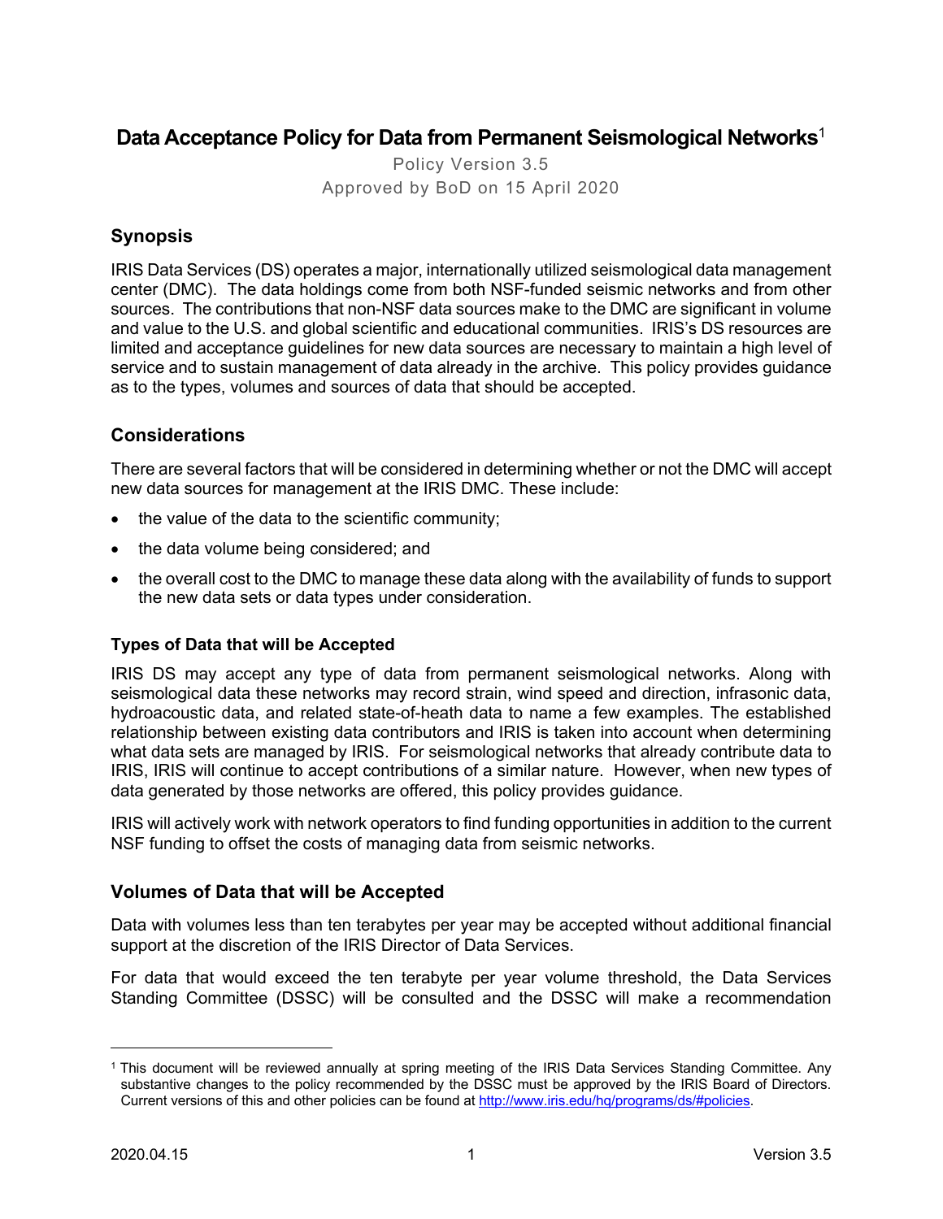# Data Acceptance Policy for Data from Permanent Seismological Networks[1]

Policy Version 3.5

Approved by BoD on 15 April 2020

## Synopsis

IRIS Data Services (DS) operates a major, internationally utilized seismological data management center (DMC). The data holdings come from both NSF-funded seismic networks and from other sources. The contributions that non-NSF data sources make to the DMC are significant in volume and value to the U.S. and global scientific and educational communities. IRIS's DS resources are limited and acceptance guidelines for new data sources are necessary to maintain a high level of service and to sustain management of data already in the archive. This policy provides guidance as to the types, volumes and sources of data that should be accepted.

## Considerations

There are several factors that will be considered in determining whether or not the DMC will accept new data sources for management at the IRIS DMC. These include:

- the value of the data to the scientific community;
- the data volume being considered; and
- the overall cost to the DMC to manage these data along with the availability of funds to support the new data sets or data types under consideration.

### Types of Data that will be Accepted

IRIS DS may accept any type of data from permanent seismological networks. Along with seismological data these networks may record strain, wind speed and direction, infrasonic data, hydroacoustic data, and related state-of-heath data to name a few examples. The established relationship between existing data contributors and IRIS is taken into account when determining what data sets are managed by IRIS. For seismological networks that already contribute data to IRIS, IRIS will continue to accept contributions of a similar nature. However, when new types of data generated by those networks are offered, this policy provides guidance.

IRIS will actively work with network operators to find funding opportunities in addition to the current NSF funding to offset the costs of managing data from seismic networks.

## Volumes of Data that will be Accepted

Data with volumes less than ten terabytes per year may be accepted without additional financial support at the discretion of the IRIS Director of Data Services.

For data that would exceed the ten terabyte per year volume threshold, the Data Services Standing Committee (DSSC) will be consulted and the DSSC will make a recommendation

---

[1] This document will be reviewed annually at spring meeting of the IRIS Data Services Standing Committee. Any substantive changes to the policy recommended by the DSSC must be approved by the IRIS Board of Directors. Current versions of this and other policies can be found at http://www.iris.edu/hq/programs/ds/#policies.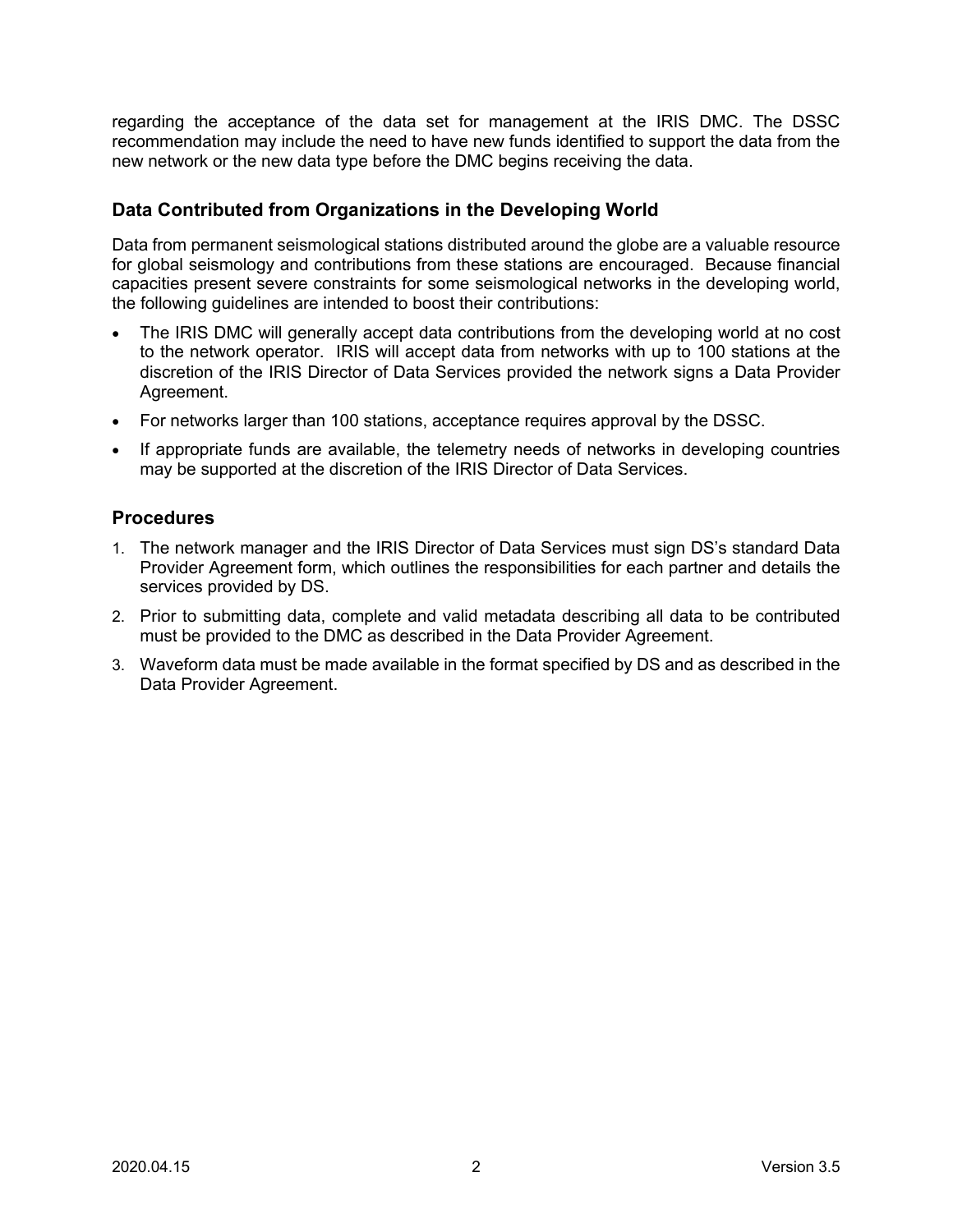regarding the acceptance of the data set for management at the IRIS DMC. The DSSC recommendation may include the need to have new funds identified to support the data from the new network or the new data type before the DMC begins receiving the data.

## Data Contributed from Organizations in the Developing World

Data from permanent seismological stations distributed around the globe are a valuable resource for global seismology and contributions from these stations are encouraged. Because financial capacities present severe constraints for some seismological networks in the developing world, the following guidelines are intended to boost their contributions:

- The IRIS DMC will generally accept data contributions from the developing world at no cost to the network operator. IRIS will accept data from networks with up to 100 stations at the discretion of the IRIS Director of Data Services provided the network signs a Data Provider Agreement.
- For networks larger than 100 stations, acceptance requires approval by the DSSC.
- If appropriate funds are available, the telemetry needs of networks in developing countries may be supported at the discretion of the IRIS Director of Data Services.

## Procedures

1. The network manager and the IRIS Director of Data Services must sign DS's standard Data Provider Agreement form, which outlines the responsibilities for each partner and details the services provided by DS.
2. Prior to submitting data, complete and valid metadata describing all data to be contributed must be provided to the DMC as described in the Data Provider Agreement.
3. Waveform data must be made available in the format specified by DS and as described in the Data Provider Agreement.